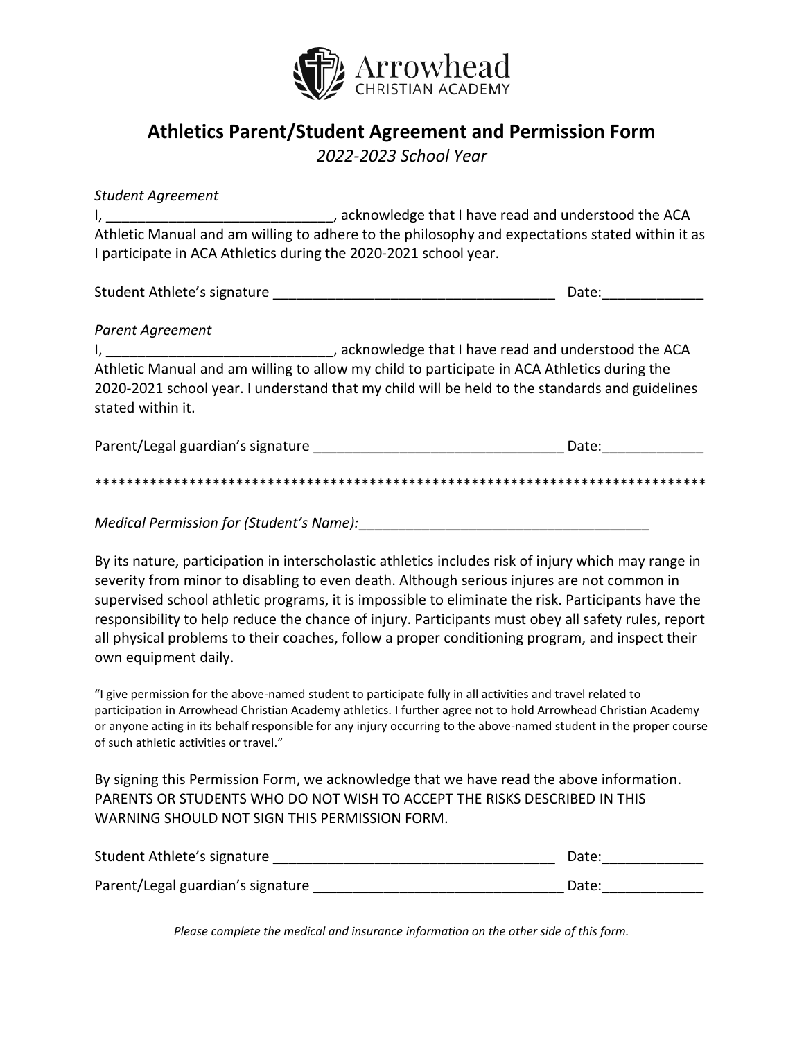Arrowhead
CHRISTIAN ACADEMY

# Athletics Parent/Student Agreement and Permission Form

*2022-2023 School Year*

*Student Agreement*

I, ____________________________, acknowledge that I have read and understood the ACA Athletic Manual and am willing to adhere to the philosophy and expectations stated within it as I participate in ACA Athletics during the 2020-2021 school year.

Student Athlete's signature ___________________________________ Date:____________

*Parent Agreement*

I, ____________________________, acknowledge that I have read and understood the ACA Athletic Manual and am willing to allow my child to participate in ACA Athletics during the 2020-2021 school year. I understand that my child will be held to the standards and guidelines stated within it.

Parent/Legal guardian's signature _______________________________ Date:____________

*******************************************************************************

*Medical Permission for (Student's Name):*____________________________________

By its nature, participation in interscholastic athletics includes risk of injury which may range in severity from minor to disabling to even death. Although serious injures are not common in supervised school athletic programs, it is impossible to eliminate the risk. Participants have the responsibility to help reduce the chance of injury. Participants must obey all safety rules, report all physical problems to their coaches, follow a proper conditioning program, and inspect their own equipment daily.

"I give permission for the above-named student to participate fully in all activities and travel related to participation in Arrowhead Christian Academy athletics. I further agree not to hold Arrowhead Christian Academy or anyone acting in its behalf responsible for any injury occurring to the above-named student in the proper course of such athletic activities or travel."

By signing this Permission Form, we acknowledge that we have read the above information. PARENTS OR STUDENTS WHO DO NOT WISH TO ACCEPT THE RISKS DESCRIBED IN THIS WARNING SHOULD NOT SIGN THIS PERMISSION FORM.

Student Athlete's signature ___________________________________ Date:____________

Parent/Legal guardian's signature _______________________________ Date:____________

*Please complete the medical and insurance information on the other side of this form.*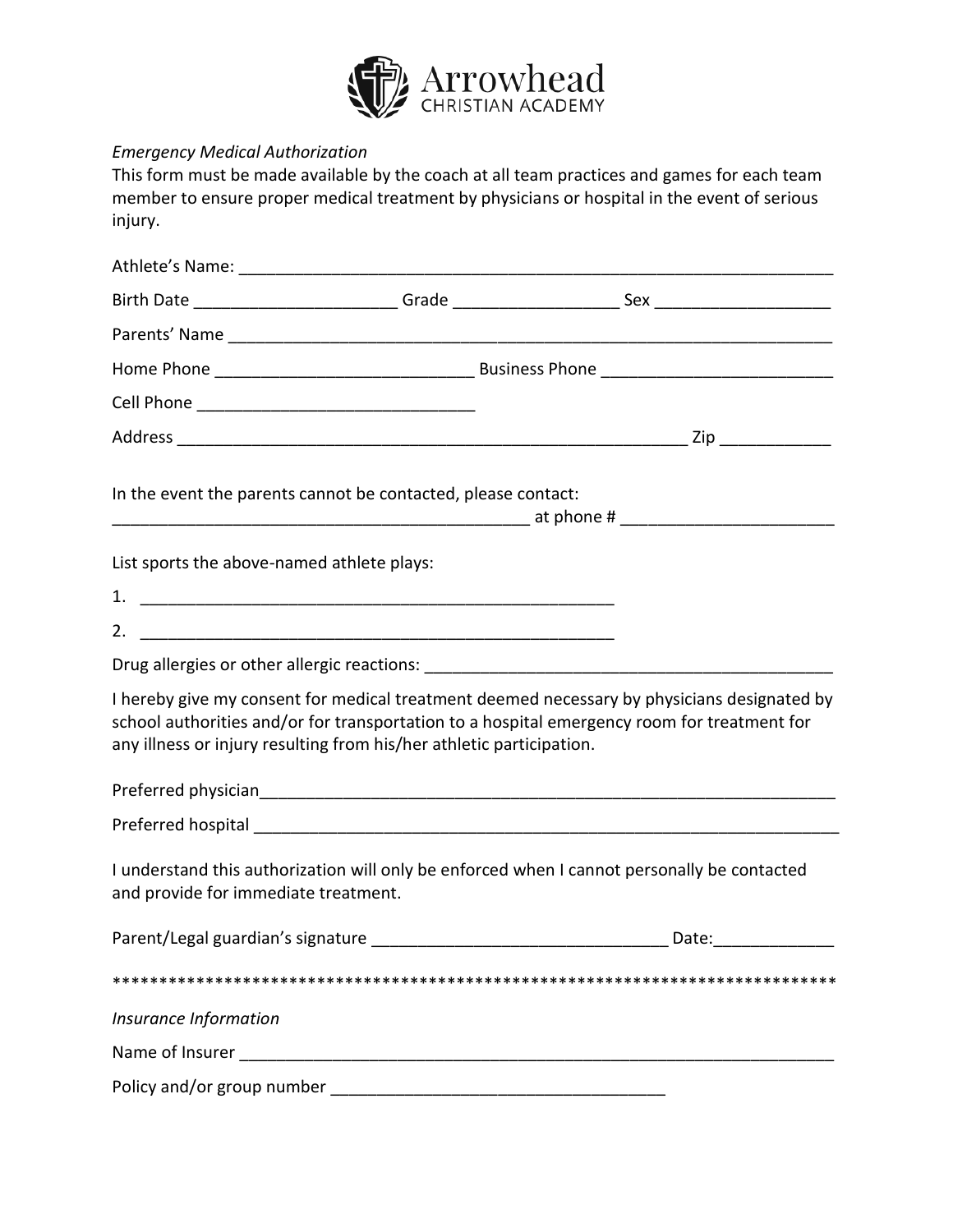Arrowhead
CHRISTIAN ACADEMY

*Emergency Medical Authorization*

This form must be made available by the coach at all team practices and games for each team member to ensure proper medical treatment by physicians or hospital in the event of serious injury.

Athlete's Name: ______________________________________________________________

Birth Date _____________________ Grade _________________ Sex __________________

Parents' Name _______________________________________________________________

Home Phone ___________________________ Business Phone ________________________

Cell Phone ______________________________

Address _______________________________________________________ Zip ___________

In the event the parents cannot be contacted, please contact:

___________________________________________ at phone # ______________________

List sports the above-named athlete plays:

1. ___________________________________________________

2. ___________________________________________________

Drug allergies or other allergic reactions: ___________________________________________

I hereby give my consent for medical treatment deemed necessary by physicians designated by school authorities and/or for transportation to a hospital emergency room for treatment for any illness or injury resulting from his/her athletic participation.

Preferred physician____________________________________________________________

Preferred hospital _____________________________________________________________

I understand this authorization will only be enforced when I cannot personally be contacted and provide for immediate treatment.

Parent/Legal guardian's signature ________________________________ Date:____________

*******************************************************************************

*Insurance Information*

Name of Insurer _______________________________________________________________

Policy and/or group number ____________________________________